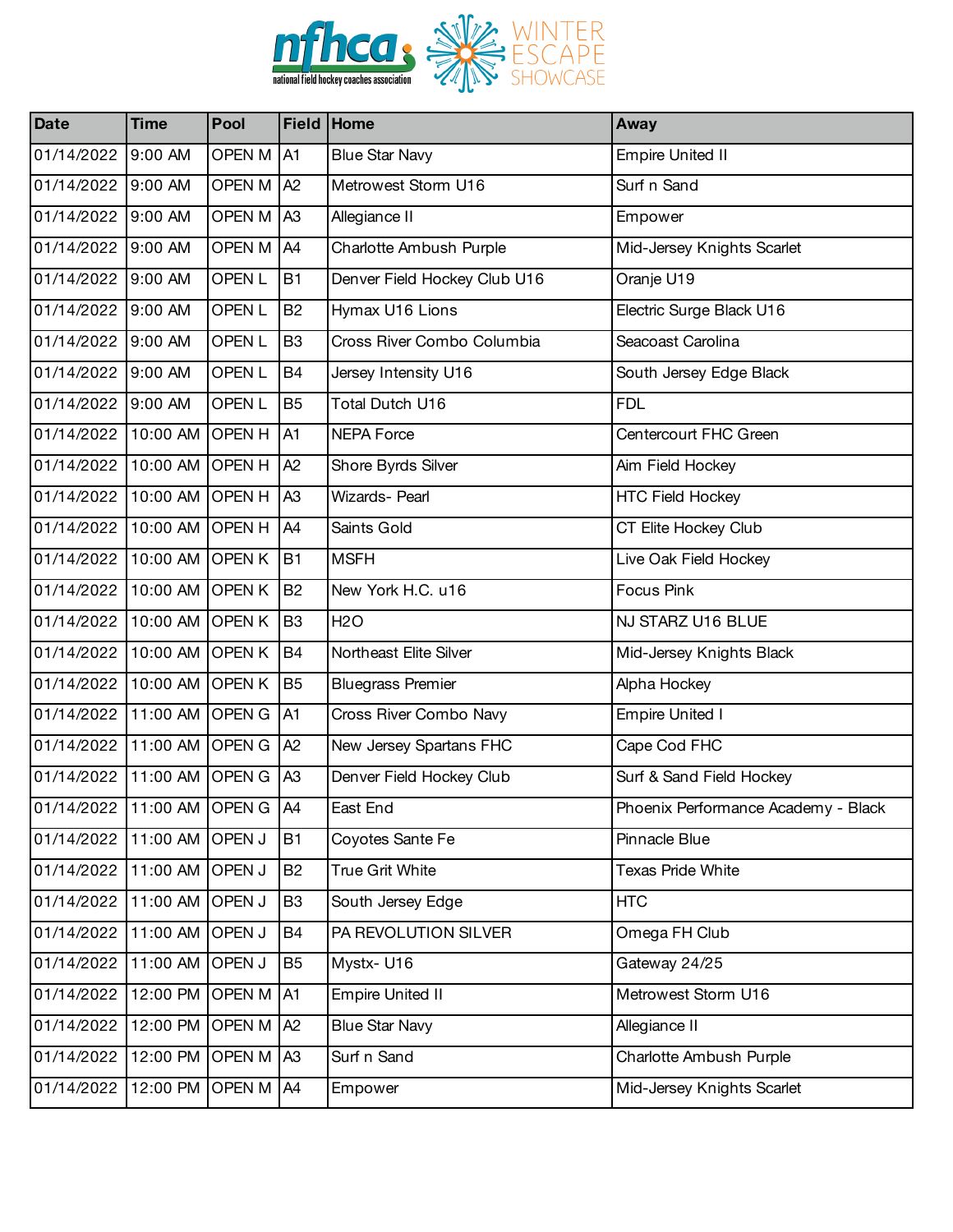nfhca national field hockey coaches association

WINTER ESCAPE SHOWCASE

| Date | Time | Pool | Field | Home | Away |
|---|---|---|---|---|---|
| 01/14/2022 | 9:00 AM | OPEN M | A1 | Blue Star Navy | Empire United II |
| 01/14/2022 | 9:00 AM | OPEN M | A2 | Metrowest Storm U16 | Surf n Sand |
| 01/14/2022 | 9:00 AM | OPEN M | A3 | Allegiance II | Empower |
| 01/14/2022 | 9:00 AM | OPEN M | A4 | Charlotte Ambush Purple | Mid-Jersey Knights Scarlet |
| 01/14/2022 | 9:00 AM | OPEN L | B1 | Denver Field Hockey Club U16 | Oranje U19 |
| 01/14/2022 | 9:00 AM | OPEN L | B2 | Hymax U16 Lions | Electric Surge Black U16 |
| 01/14/2022 | 9:00 AM | OPEN L | B3 | Cross River Combo Columbia | Seacoast Carolina |
| 01/14/2022 | 9:00 AM | OPEN L | B4 | Jersey Intensity U16 | South Jersey Edge Black |
| 01/14/2022 | 9:00 AM | OPEN L | B5 | Total Dutch U16 | FDL |
| 01/14/2022 | 10:00 AM | OPEN H | A1 | NEPA Force | Centercourt FHC Green |
| 01/14/2022 | 10:00 AM | OPEN H | A2 | Shore Byrds Silver | Aim Field Hockey |
| 01/14/2022 | 10:00 AM | OPEN H | A3 | Wizards- Pearl | HTC Field Hockey |
| 01/14/2022 | 10:00 AM | OPEN H | A4 | Saints Gold | CT Elite Hockey Club |
| 01/14/2022 | 10:00 AM | OPEN K | B1 | MSFH | Live Oak Field Hockey |
| 01/14/2022 | 10:00 AM | OPEN K | B2 | New York H.C. u16 | Focus Pink |
| 01/14/2022 | 10:00 AM | OPEN K | B3 | H2O | NJ STARZ U16 BLUE |
| 01/14/2022 | 10:00 AM | OPEN K | B4 | Northeast Elite Silver | Mid-Jersey Knights Black |
| 01/14/2022 | 10:00 AM | OPEN K | B5 | Bluegrass Premier | Alpha Hockey |
| 01/14/2022 | 11:00 AM | OPEN G | A1 | Cross River Combo Navy | Empire United I |
| 01/14/2022 | 11:00 AM | OPEN G | A2 | New Jersey Spartans FHC | Cape Cod FHC |
| 01/14/2022 | 11:00 AM | OPEN G | A3 | Denver Field Hockey Club | Surf & Sand Field Hockey |
| 01/14/2022 | 11:00 AM | OPEN G | A4 | East End | Phoenix Performance Academy - Black |
| 01/14/2022 | 11:00 AM | OPEN J | B1 | Coyotes Sante Fe | Pinnacle Blue |
| 01/14/2022 | 11:00 AM | OPEN J | B2 | True Grit White | Texas Pride White |
| 01/14/2022 | 11:00 AM | OPEN J | B3 | South Jersey Edge | HTC |
| 01/14/2022 | 11:00 AM | OPEN J | B4 | PA REVOLUTION SILVER | Omega FH Club |
| 01/14/2022 | 11:00 AM | OPEN J | B5 | Mystx- U16 | Gateway 24/25 |
| 01/14/2022 | 12:00 PM | OPEN M | A1 | Empire United II | Metrowest Storm U16 |
| 01/14/2022 | 12:00 PM | OPEN M | A2 | Blue Star Navy | Allegiance II |
| 01/14/2022 | 12:00 PM | OPEN M | A3 | Surf n Sand | Charlotte Ambush Purple |
| 01/14/2022 | 12:00 PM | OPEN M | A4 | Empower | Mid-Jersey Knights Scarlet |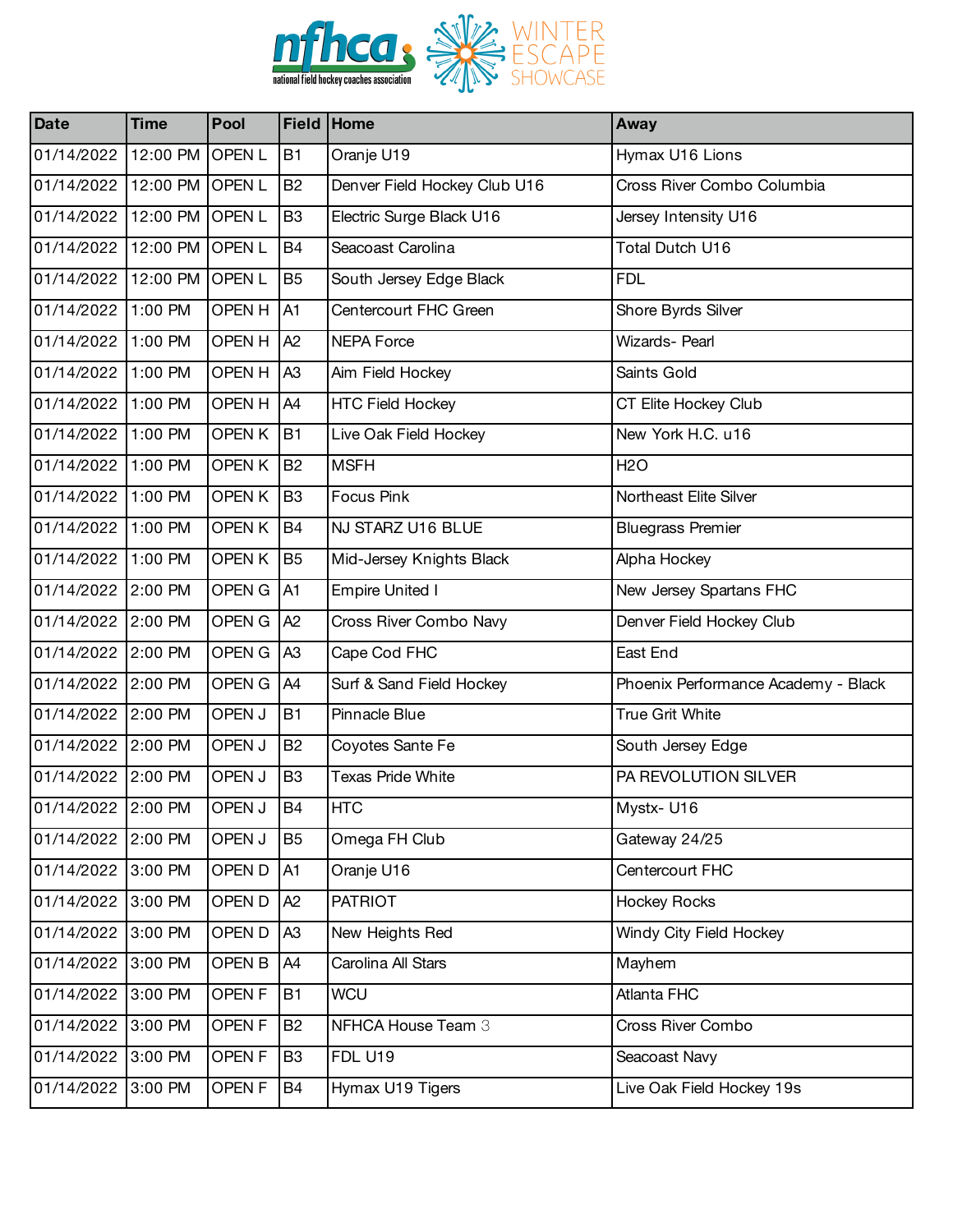| Date | Time | Pool | Field | Home | Away |
|---|---|---|---|---|---|
| 01/14/2022 | 12:00 PM | OPEN L | B1 | Oranje U19 | Hymax U16 Lions |
| 01/14/2022 | 12:00 PM | OPEN L | B2 | Denver Field Hockey Club U16 | Cross River Combo Columbia |
| 01/14/2022 | 12:00 PM | OPEN L | B3 | Electric Surge Black U16 | Jersey Intensity U16 |
| 01/14/2022 | 12:00 PM | OPEN L | B4 | Seacoast Carolina | Total Dutch U16 |
| 01/14/2022 | 12:00 PM | OPEN L | B5 | South Jersey Edge Black | FDL |
| 01/14/2022 | 1:00 PM | OPEN H | A1 | Centercourt FHC Green | Shore Byrds Silver |
| 01/14/2022 | 1:00 PM | OPEN H | A2 | NEPA Force | Wizards- Pearl |
| 01/14/2022 | 1:00 PM | OPEN H | A3 | Aim Field Hockey | Saints Gold |
| 01/14/2022 | 1:00 PM | OPEN H | A4 | HTC Field Hockey | CT Elite Hockey Club |
| 01/14/2022 | 1:00 PM | OPEN K | B1 | Live Oak Field Hockey | New York H.C. u16 |
| 01/14/2022 | 1:00 PM | OPEN K | B2 | MSFH | H2O |
| 01/14/2022 | 1:00 PM | OPEN K | B3 | Focus Pink | Northeast Elite Silver |
| 01/14/2022 | 1:00 PM | OPEN K | B4 | NJ STARZ U16 BLUE | Bluegrass Premier |
| 01/14/2022 | 1:00 PM | OPEN K | B5 | Mid-Jersey Knights Black | Alpha Hockey |
| 01/14/2022 | 2:00 PM | OPEN G | A1 | Empire United I | New Jersey Spartans FHC |
| 01/14/2022 | 2:00 PM | OPEN G | A2 | Cross River Combo Navy | Denver Field Hockey Club |
| 01/14/2022 | 2:00 PM | OPEN G | A3 | Cape Cod FHC | East End |
| 01/14/2022 | 2:00 PM | OPEN G | A4 | Surf & Sand Field Hockey | Phoenix Performance Academy - Black |
| 01/14/2022 | 2:00 PM | OPEN J | B1 | Pinnacle Blue | True Grit White |
| 01/14/2022 | 2:00 PM | OPEN J | B2 | Coyotes Sante Fe | South Jersey Edge |
| 01/14/2022 | 2:00 PM | OPEN J | B3 | Texas Pride White | PA REVOLUTION SILVER |
| 01/14/2022 | 2:00 PM | OPEN J | B4 | HTC | Mystx- U16 |
| 01/14/2022 | 2:00 PM | OPEN J | B5 | Omega FH Club | Gateway 24/25 |
| 01/14/2022 | 3:00 PM | OPEN D | A1 | Oranje U16 | Centercourt FHC |
| 01/14/2022 | 3:00 PM | OPEN D | A2 | PATRIOT | Hockey Rocks |
| 01/14/2022 | 3:00 PM | OPEN D | A3 | New Heights Red | Windy City Field Hockey |
| 01/14/2022 | 3:00 PM | OPEN B | A4 | Carolina All Stars | Mayhem |
| 01/14/2022 | 3:00 PM | OPEN F | B1 | WCU | Atlanta FHC |
| 01/14/2022 | 3:00 PM | OPEN F | B2 | NFHCA House Team 3 | Cross River Combo |
| 01/14/2022 | 3:00 PM | OPEN F | B3 | FDL U19 | Seacoast Navy |
| 01/14/2022 | 3:00 PM | OPEN F | B4 | Hymax U19 Tigers | Live Oak Field Hockey 19s |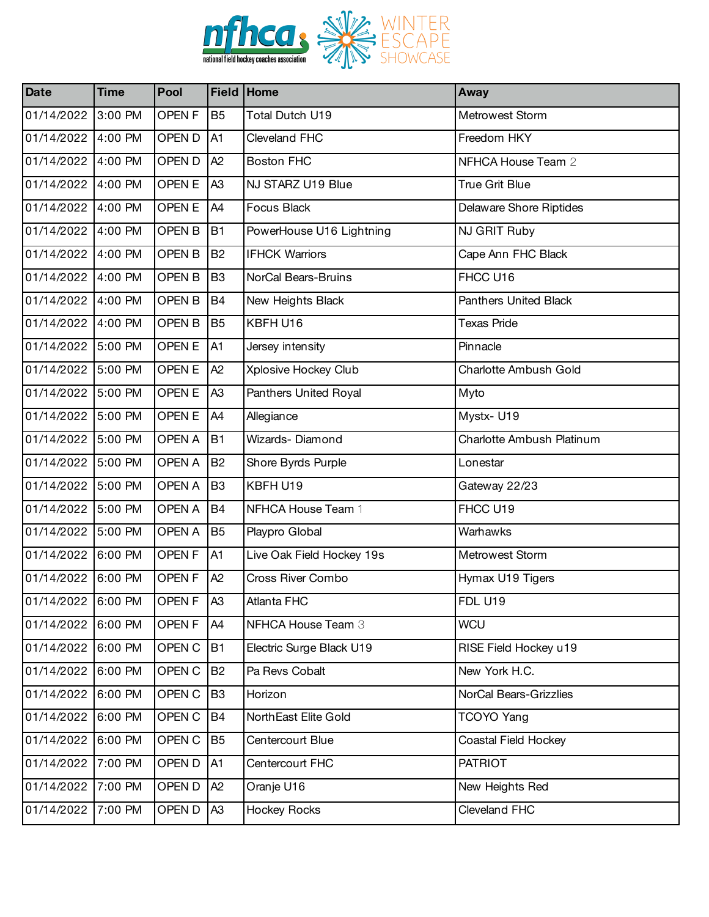| Date | Time | Pool | Field | Home | Away |
| --- | --- | --- | --- | --- | --- |
| 01/14/2022 | 3:00 PM | OPEN F | B5 | Total Dutch U19 | Metrowest Storm |
| 01/14/2022 | 4:00 PM | OPEN D | A1 | Cleveland FHC | Freedom HKY |
| 01/14/2022 | 4:00 PM | OPEN D | A2 | Boston FHC | NFHCA House Team 2 |
| 01/14/2022 | 4:00 PM | OPEN E | A3 | NJ STARZ U19 Blue | True Grit Blue |
| 01/14/2022 | 4:00 PM | OPEN E | A4 | Focus Black | Delaware Shore Riptides |
| 01/14/2022 | 4:00 PM | OPEN B | B1 | PowerHouse U16 Lightning | NJ GRIT Ruby |
| 01/14/2022 | 4:00 PM | OPEN B | B2 | IFHCK Warriors | Cape Ann FHC Black |
| 01/14/2022 | 4:00 PM | OPEN B | B3 | NorCal Bears-Bruins | FHCC U16 |
| 01/14/2022 | 4:00 PM | OPEN B | B4 | New Heights Black | Panthers United Black |
| 01/14/2022 | 4:00 PM | OPEN B | B5 | KBFH U16 | Texas Pride |
| 01/14/2022 | 5:00 PM | OPEN E | A1 | Jersey intensity | Pinnacle |
| 01/14/2022 | 5:00 PM | OPEN E | A2 | Xplosive Hockey Club | Charlotte Ambush Gold |
| 01/14/2022 | 5:00 PM | OPEN E | A3 | Panthers United Royal | Myto |
| 01/14/2022 | 5:00 PM | OPEN E | A4 | Allegiance | Mystx- U19 |
| 01/14/2022 | 5:00 PM | OPEN A | B1 | Wizards- Diamond | Charlotte Ambush Platinum |
| 01/14/2022 | 5:00 PM | OPEN A | B2 | Shore Byrds Purple | Lonestar |
| 01/14/2022 | 5:00 PM | OPEN A | B3 | KBFH U19 | Gateway 22/23 |
| 01/14/2022 | 5:00 PM | OPEN A | B4 | NFHCA House Team 1 | FHCC U19 |
| 01/14/2022 | 5:00 PM | OPEN A | B5 | Playpro Global | Warhawks |
| 01/14/2022 | 6:00 PM | OPEN F | A1 | Live Oak Field Hockey 19s | Metrowest Storm |
| 01/14/2022 | 6:00 PM | OPEN F | A2 | Cross River Combo | Hymax U19 Tigers |
| 01/14/2022 | 6:00 PM | OPEN F | A3 | Atlanta FHC | FDL U19 |
| 01/14/2022 | 6:00 PM | OPEN F | A4 | NFHCA House Team 3 | WCU |
| 01/14/2022 | 6:00 PM | OPEN C | B1 | Electric Surge Black U19 | RISE Field Hockey u19 |
| 01/14/2022 | 6:00 PM | OPEN C | B2 | Pa Revs Cobalt | New York H.C. |
| 01/14/2022 | 6:00 PM | OPEN C | B3 | Horizon | NorCal Bears-Grizzlies |
| 01/14/2022 | 6:00 PM | OPEN C | B4 | NorthEast Elite Gold | TCOYO Yang |
| 01/14/2022 | 6:00 PM | OPEN C | B5 | Centercourt Blue | Coastal Field Hockey |
| 01/14/2022 | 7:00 PM | OPEN D | A1 | Centercourt FHC | PATRIOT |
| 01/14/2022 | 7:00 PM | OPEN D | A2 | Oranje U16 | New Heights Red |
| 01/14/2022 | 7:00 PM | OPEN D | A3 | Hockey Rocks | Cleveland FHC |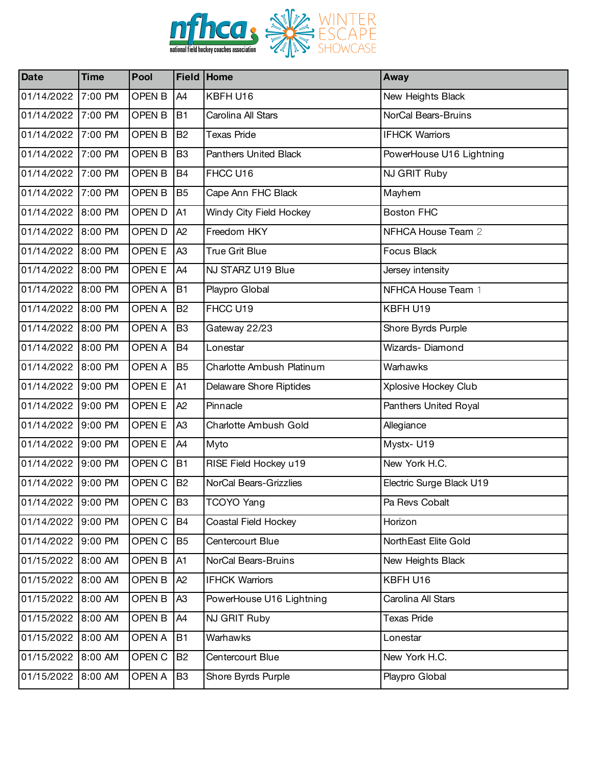| Date | Time | Pool | Field | Home | Away |
|---|---|---|---|---|---|
| 01/14/2022 | 7:00 PM | OPEN B | A4 | KBFH U16 | New Heights Black |
| 01/14/2022 | 7:00 PM | OPEN B | B1 | Carolina All Stars | NorCal Bears-Bruins |
| 01/14/2022 | 7:00 PM | OPEN B | B2 | Texas Pride | IFHCK Warriors |
| 01/14/2022 | 7:00 PM | OPEN B | B3 | Panthers United Black | PowerHouse U16 Lightning |
| 01/14/2022 | 7:00 PM | OPEN B | B4 | FHCC U16 | NJ GRIT Ruby |
| 01/14/2022 | 7:00 PM | OPEN B | B5 | Cape Ann FHC Black | Mayhem |
| 01/14/2022 | 8:00 PM | OPEN D | A1 | Windy City Field Hockey | Boston FHC |
| 01/14/2022 | 8:00 PM | OPEN D | A2 | Freedom HKY | NFHCA House Team 2 |
| 01/14/2022 | 8:00 PM | OPEN E | A3 | True Grit Blue | Focus Black |
| 01/14/2022 | 8:00 PM | OPEN E | A4 | NJ STARZ U19 Blue | Jersey intensity |
| 01/14/2022 | 8:00 PM | OPEN A | B1 | Playpro Global | NFHCA House Team 1 |
| 01/14/2022 | 8:00 PM | OPEN A | B2 | FHCC U19 | KBFH U19 |
| 01/14/2022 | 8:00 PM | OPEN A | B3 | Gateway 22/23 | Shore Byrds Purple |
| 01/14/2022 | 8:00 PM | OPEN A | B4 | Lonestar | Wizards- Diamond |
| 01/14/2022 | 8:00 PM | OPEN A | B5 | Charlotte Ambush Platinum | Warhawks |
| 01/14/2022 | 9:00 PM | OPEN E | A1 | Delaware Shore Riptides | Xplosive Hockey Club |
| 01/14/2022 | 9:00 PM | OPEN E | A2 | Pinnacle | Panthers United Royal |
| 01/14/2022 | 9:00 PM | OPEN E | A3 | Charlotte Ambush Gold | Allegiance |
| 01/14/2022 | 9:00 PM | OPEN E | A4 | Myto | Mystx- U19 |
| 01/14/2022 | 9:00 PM | OPEN C | B1 | RISE Field Hockey u19 | New York H.C. |
| 01/14/2022 | 9:00 PM | OPEN C | B2 | NorCal Bears-Grizzlies | Electric Surge Black U19 |
| 01/14/2022 | 9:00 PM | OPEN C | B3 | TCOYO Yang | Pa Revs Cobalt |
| 01/14/2022 | 9:00 PM | OPEN C | B4 | Coastal Field Hockey | Horizon |
| 01/14/2022 | 9:00 PM | OPEN C | B5 | Centercourt Blue | NorthEast Elite Gold |
| 01/15/2022 | 8:00 AM | OPEN B | A1 | NorCal Bears-Bruins | New Heights Black |
| 01/15/2022 | 8:00 AM | OPEN B | A2 | IFHCK Warriors | KBFH U16 |
| 01/15/2022 | 8:00 AM | OPEN B | A3 | PowerHouse U16 Lightning | Carolina All Stars |
| 01/15/2022 | 8:00 AM | OPEN B | A4 | NJ GRIT Ruby | Texas Pride |
| 01/15/2022 | 8:00 AM | OPEN A | B1 | Warhawks | Lonestar |
| 01/15/2022 | 8:00 AM | OPEN C | B2 | Centercourt Blue | New York H.C. |
| 01/15/2022 | 8:00 AM | OPEN A | B3 | Shore Byrds Purple | Playpro Global |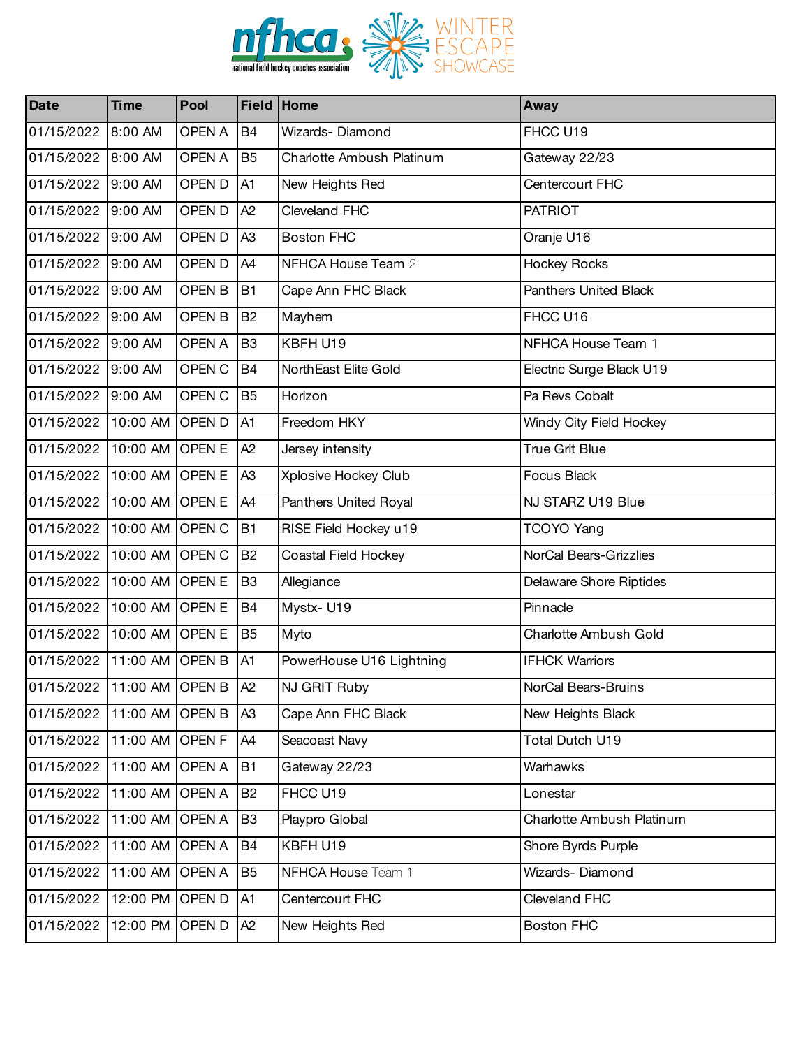| Date | Time | Pool | Field | Home | Away |
| --- | --- | --- | --- | --- | --- |
| 01/15/2022 | 8:00 AM | OPEN A | B4 | Wizards- Diamond | FHCC U19 |
| 01/15/2022 | 8:00 AM | OPEN A | B5 | Charlotte Ambush Platinum | Gateway 22/23 |
| 01/15/2022 | 9:00 AM | OPEN D | A1 | New Heights Red | Centercourt FHC |
| 01/15/2022 | 9:00 AM | OPEN D | A2 | Cleveland FHC | PATRIOT |
| 01/15/2022 | 9:00 AM | OPEN D | A3 | Boston FHC | Oranje U16 |
| 01/15/2022 | 9:00 AM | OPEN D | A4 | NFHCA House Team 2 | Hockey Rocks |
| 01/15/2022 | 9:00 AM | OPEN B | B1 | Cape Ann FHC Black | Panthers United Black |
| 01/15/2022 | 9:00 AM | OPEN B | B2 | Mayhem | FHCC U16 |
| 01/15/2022 | 9:00 AM | OPEN A | B3 | KBFH U19 | NFHCA House Team 1 |
| 01/15/2022 | 9:00 AM | OPEN C | B4 | NorthEast Elite Gold | Electric Surge Black U19 |
| 01/15/2022 | 9:00 AM | OPEN C | B5 | Horizon | Pa Revs Cobalt |
| 01/15/2022 | 10:00 AM | OPEN D | A1 | Freedom HKY | Windy City Field Hockey |
| 01/15/2022 | 10:00 AM | OPEN E | A2 | Jersey intensity | True Grit Blue |
| 01/15/2022 | 10:00 AM | OPEN E | A3 | Xplosive Hockey Club | Focus Black |
| 01/15/2022 | 10:00 AM | OPEN E | A4 | Panthers United Royal | NJ STARZ U19 Blue |
| 01/15/2022 | 10:00 AM | OPEN C | B1 | RISE Field Hockey u19 | TCOYO Yang |
| 01/15/2022 | 10:00 AM | OPEN C | B2 | Coastal Field Hockey | NorCal Bears-Grizzlies |
| 01/15/2022 | 10:00 AM | OPEN E | B3 | Allegiance | Delaware Shore Riptides |
| 01/15/2022 | 10:00 AM | OPEN E | B4 | Mystx- U19 | Pinnacle |
| 01/15/2022 | 10:00 AM | OPEN E | B5 | Myto | Charlotte Ambush Gold |
| 01/15/2022 | 11:00 AM | OPEN B | A1 | PowerHouse U16 Lightning | IFHCK Warriors |
| 01/15/2022 | 11:00 AM | OPEN B | A2 | NJ GRIT Ruby | NorCal Bears-Bruins |
| 01/15/2022 | 11:00 AM | OPEN B | A3 | Cape Ann FHC Black | New Heights Black |
| 01/15/2022 | 11:00 AM | OPEN F | A4 | Seacoast Navy | Total Dutch U19 |
| 01/15/2022 | 11:00 AM | OPEN A | B1 | Gateway 22/23 | Warhawks |
| 01/15/2022 | 11:00 AM | OPEN A | B2 | FHCC U19 | Lonestar |
| 01/15/2022 | 11:00 AM | OPEN A | B3 | Playpro Global | Charlotte Ambush Platinum |
| 01/15/2022 | 11:00 AM | OPEN A | B4 | KBFH U19 | Shore Byrds Purple |
| 01/15/2022 | 11:00 AM | OPEN A | B5 | NFHCA House Team 1 | Wizards- Diamond |
| 01/15/2022 | 12:00 PM | OPEN D | A1 | Centercourt FHC | Cleveland FHC |
| 01/15/2022 | 12:00 PM | OPEN D | A2 | New Heights Red | Boston FHC |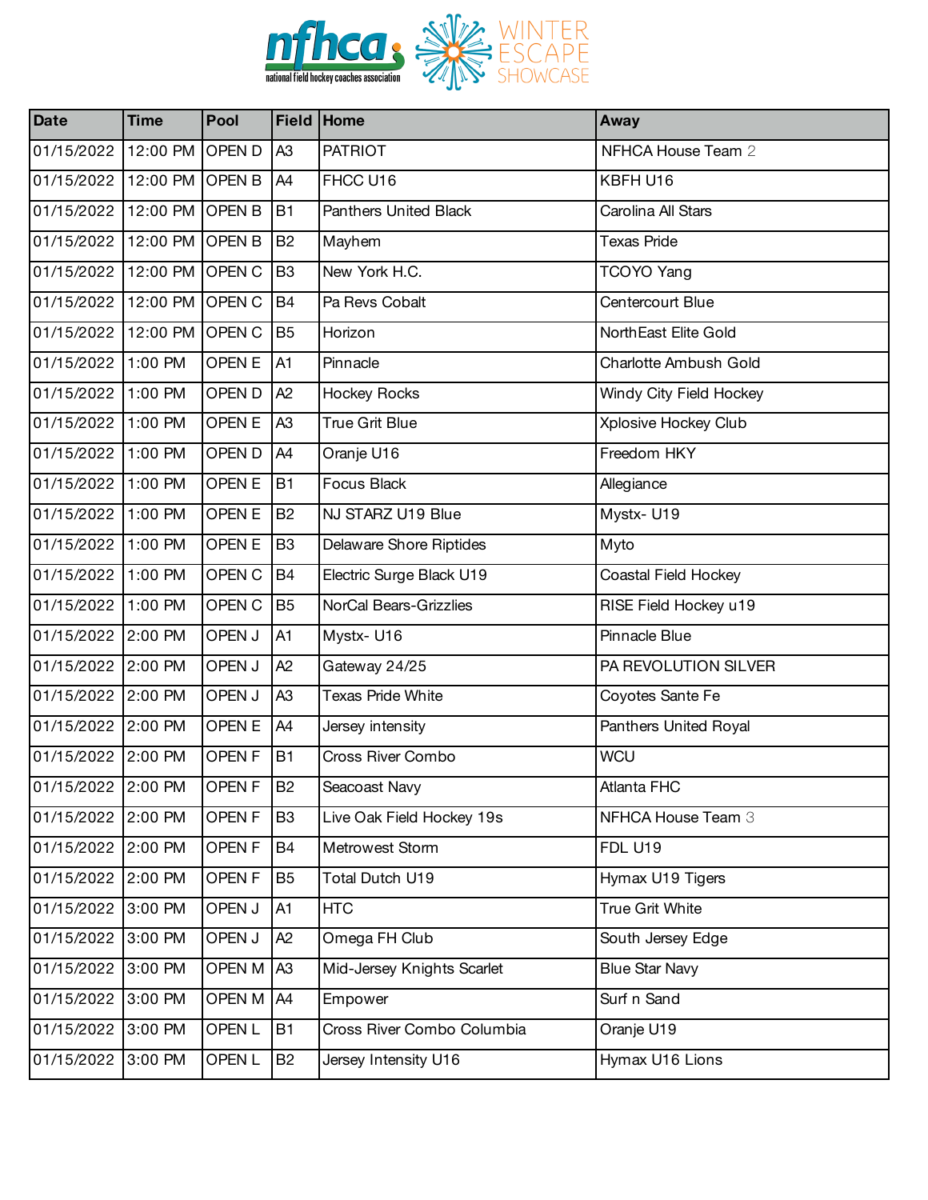| Date | Time | Pool | Field | Home | Away |
|---|---|---|---|---|---|
| 01/15/2022 | 12:00 PM | OPEN D | A3 | PATRIOT | NFHCA House Team 2 |
| 01/15/2022 | 12:00 PM | OPEN B | A4 | FHCC U16 | KBFH U16 |
| 01/15/2022 | 12:00 PM | OPEN B | B1 | Panthers United Black | Carolina All Stars |
| 01/15/2022 | 12:00 PM | OPEN B | B2 | Mayhem | Texas Pride |
| 01/15/2022 | 12:00 PM | OPEN C | B3 | New York H.C. | TCOYO Yang |
| 01/15/2022 | 12:00 PM | OPEN C | B4 | Pa Revs Cobalt | Centercourt Blue |
| 01/15/2022 | 12:00 PM | OPEN C | B5 | Horizon | NorthEast Elite Gold |
| 01/15/2022 | 1:00 PM | OPEN E | A1 | Pinnacle | Charlotte Ambush Gold |
| 01/15/2022 | 1:00 PM | OPEN D | A2 | Hockey Rocks | Windy City Field Hockey |
| 01/15/2022 | 1:00 PM | OPEN E | A3 | True Grit Blue | Xplosive Hockey Club |
| 01/15/2022 | 1:00 PM | OPEN D | A4 | Oranje U16 | Freedom HKY |
| 01/15/2022 | 1:00 PM | OPEN E | B1 | Focus Black | Allegiance |
| 01/15/2022 | 1:00 PM | OPEN E | B2 | NJ STARZ U19 Blue | Mystx- U19 |
| 01/15/2022 | 1:00 PM | OPEN E | B3 | Delaware Shore Riptides | Myto |
| 01/15/2022 | 1:00 PM | OPEN C | B4 | Electric Surge Black U19 | Coastal Field Hockey |
| 01/15/2022 | 1:00 PM | OPEN C | B5 | NorCal Bears-Grizzlies | RISE Field Hockey u19 |
| 01/15/2022 | 2:00 PM | OPEN J | A1 | Mystx- U16 | Pinnacle Blue |
| 01/15/2022 | 2:00 PM | OPEN J | A2 | Gateway 24/25 | PA REVOLUTION SILVER |
| 01/15/2022 | 2:00 PM | OPEN J | A3 | Texas Pride White | Coyotes Sante Fe |
| 01/15/2022 | 2:00 PM | OPEN E | A4 | Jersey intensity | Panthers United Royal |
| 01/15/2022 | 2:00 PM | OPEN F | B1 | Cross River Combo | WCU |
| 01/15/2022 | 2:00 PM | OPEN F | B2 | Seacoast Navy | Atlanta FHC |
| 01/15/2022 | 2:00 PM | OPEN F | B3 | Live Oak Field Hockey 19s | NFHCA House Team 3 |
| 01/15/2022 | 2:00 PM | OPEN F | B4 | Metrowest Storm | FDL U19 |
| 01/15/2022 | 2:00 PM | OPEN F | B5 | Total Dutch U19 | Hymax U19 Tigers |
| 01/15/2022 | 3:00 PM | OPEN J | A1 | HTC | True Grit White |
| 01/15/2022 | 3:00 PM | OPEN J | A2 | Omega FH Club | South Jersey Edge |
| 01/15/2022 | 3:00 PM | OPEN M | A3 | Mid-Jersey Knights Scarlet | Blue Star Navy |
| 01/15/2022 | 3:00 PM | OPEN M | A4 | Empower | Surf n Sand |
| 01/15/2022 | 3:00 PM | OPEN L | B1 | Cross River Combo Columbia | Oranje U19 |
| 01/15/2022 | 3:00 PM | OPEN L | B2 | Jersey Intensity U16 | Hymax U16 Lions |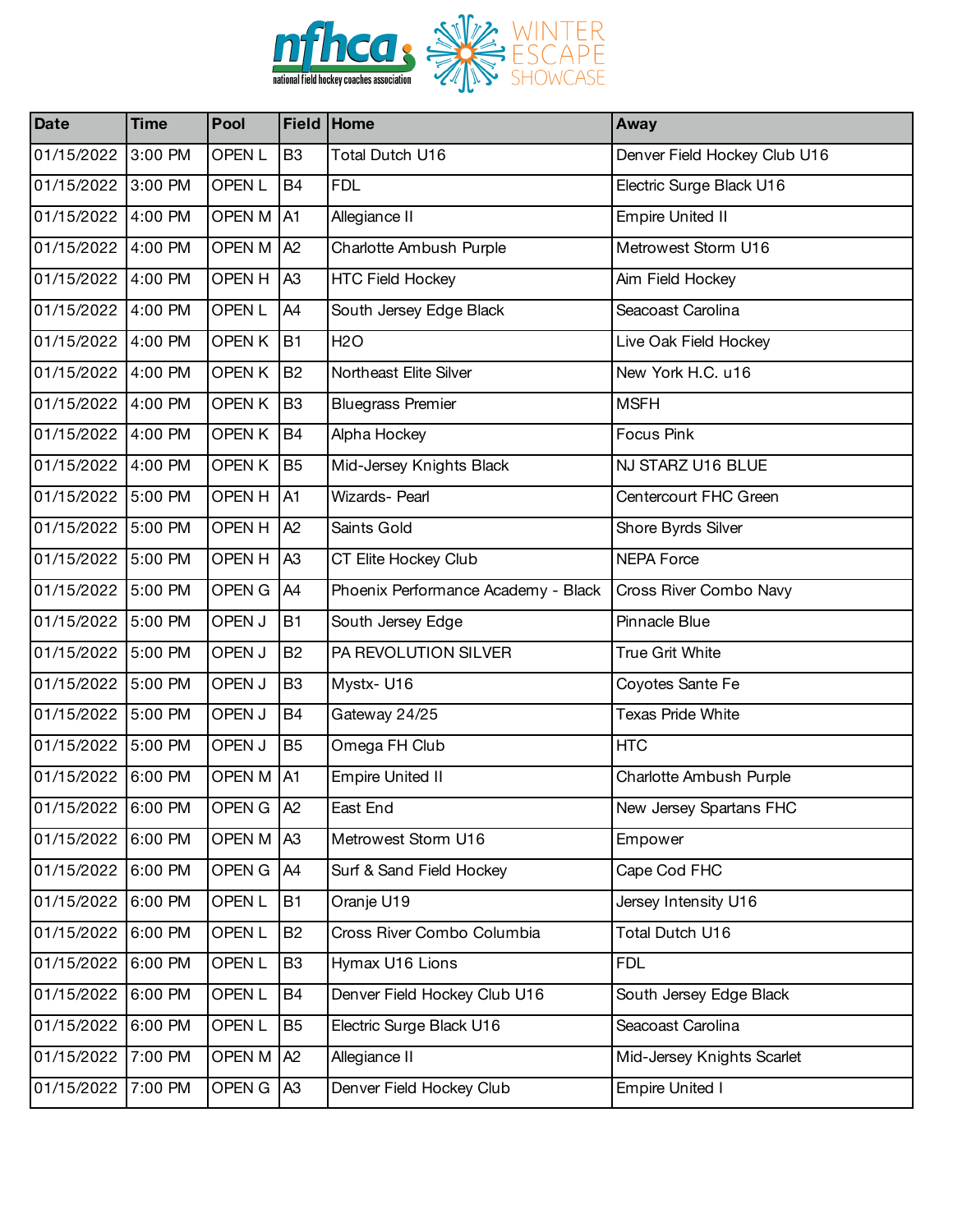| Date | Time | Pool | Field | Home | Away |
| --- | --- | --- | --- | --- | --- |
| 01/15/2022 | 3:00 PM | OPEN L | B3 | Total Dutch U16 | Denver Field Hockey Club U16 |
| 01/15/2022 | 3:00 PM | OPEN L | B4 | FDL | Electric Surge Black U16 |
| 01/15/2022 | 4:00 PM | OPEN M | A1 | Allegiance II | Empire United II |
| 01/15/2022 | 4:00 PM | OPEN M | A2 | Charlotte Ambush Purple | Metrowest Storm U16 |
| 01/15/2022 | 4:00 PM | OPEN H | A3 | HTC Field Hockey | Aim Field Hockey |
| 01/15/2022 | 4:00 PM | OPEN L | A4 | South Jersey Edge Black | Seacoast Carolina |
| 01/15/2022 | 4:00 PM | OPEN K | B1 | H2O | Live Oak Field Hockey |
| 01/15/2022 | 4:00 PM | OPEN K | B2 | Northeast Elite Silver | New York H.C. u16 |
| 01/15/2022 | 4:00 PM | OPEN K | B3 | Bluegrass Premier | MSFH |
| 01/15/2022 | 4:00 PM | OPEN K | B4 | Alpha Hockey | Focus Pink |
| 01/15/2022 | 4:00 PM | OPEN K | B5 | Mid-Jersey Knights Black | NJ STARZ U16 BLUE |
| 01/15/2022 | 5:00 PM | OPEN H | A1 | Wizards- Pearl | Centercourt FHC Green |
| 01/15/2022 | 5:00 PM | OPEN H | A2 | Saints Gold | Shore Byrds Silver |
| 01/15/2022 | 5:00 PM | OPEN H | A3 | CT Elite Hockey Club | NEPA Force |
| 01/15/2022 | 5:00 PM | OPEN G | A4 | Phoenix Performance Academy - Black | Cross River Combo Navy |
| 01/15/2022 | 5:00 PM | OPEN J | B1 | South Jersey Edge | Pinnacle Blue |
| 01/15/2022 | 5:00 PM | OPEN J | B2 | PA REVOLUTION SILVER | True Grit White |
| 01/15/2022 | 5:00 PM | OPEN J | B3 | Mystx- U16 | Coyotes Sante Fe |
| 01/15/2022 | 5:00 PM | OPEN J | B4 | Gateway 24/25 | Texas Pride White |
| 01/15/2022 | 5:00 PM | OPEN J | B5 | Omega FH Club | HTC |
| 01/15/2022 | 6:00 PM | OPEN M | A1 | Empire United II | Charlotte Ambush Purple |
| 01/15/2022 | 6:00 PM | OPEN G | A2 | East End | New Jersey Spartans FHC |
| 01/15/2022 | 6:00 PM | OPEN M | A3 | Metrowest Storm U16 | Empower |
| 01/15/2022 | 6:00 PM | OPEN G | A4 | Surf & Sand Field Hockey | Cape Cod FHC |
| 01/15/2022 | 6:00 PM | OPEN L | B1 | Oranje U19 | Jersey Intensity U16 |
| 01/15/2022 | 6:00 PM | OPEN L | B2 | Cross River Combo Columbia | Total Dutch U16 |
| 01/15/2022 | 6:00 PM | OPEN L | B3 | Hymax U16 Lions | FDL |
| 01/15/2022 | 6:00 PM | OPEN L | B4 | Denver Field Hockey Club U16 | South Jersey Edge Black |
| 01/15/2022 | 6:00 PM | OPEN L | B5 | Electric Surge Black U16 | Seacoast Carolina |
| 01/15/2022 | 7:00 PM | OPEN M | A2 | Allegiance II | Mid-Jersey Knights Scarlet |
| 01/15/2022 | 7:00 PM | OPEN G | A3 | Denver Field Hockey Club | Empire United I |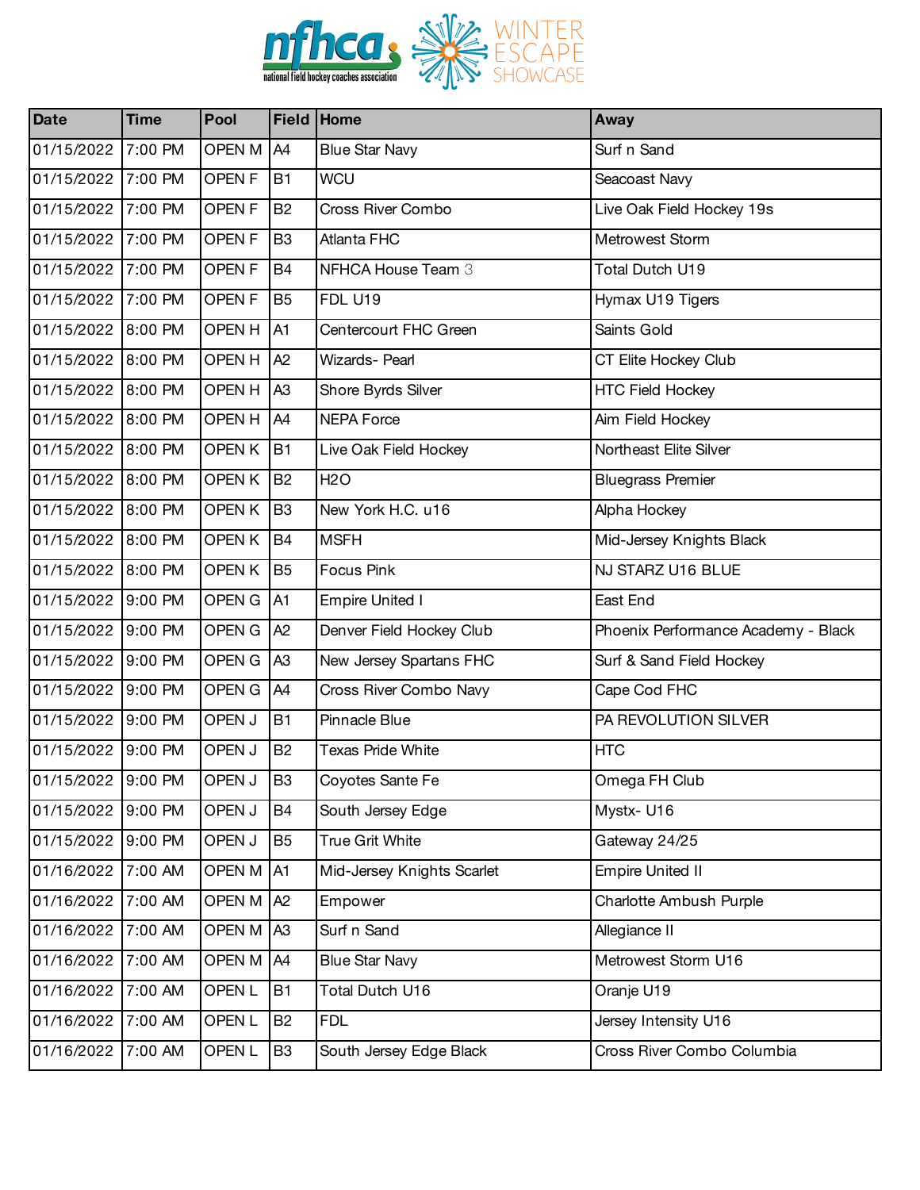| Date | Time | Pool | Field | Home | Away |
|---|---|---|---|---|---|
| 01/15/2022 | 7:00 PM | OPEN M | A4 | Blue Star Navy | Surf n Sand |
| 01/15/2022 | 7:00 PM | OPEN F | B1 | WCU | Seacoast Navy |
| 01/15/2022 | 7:00 PM | OPEN F | B2 | Cross River Combo | Live Oak Field Hockey 19s |
| 01/15/2022 | 7:00 PM | OPEN F | B3 | Atlanta FHC | Metrowest Storm |
| 01/15/2022 | 7:00 PM | OPEN F | B4 | NFHCA House Team 3 | Total Dutch U19 |
| 01/15/2022 | 7:00 PM | OPEN F | B5 | FDL U19 | Hymax U19 Tigers |
| 01/15/2022 | 8:00 PM | OPEN H | A1 | Centercourt FHC Green | Saints Gold |
| 01/15/2022 | 8:00 PM | OPEN H | A2 | Wizards- Pearl | CT Elite Hockey Club |
| 01/15/2022 | 8:00 PM | OPEN H | A3 | Shore Byrds Silver | HTC Field Hockey |
| 01/15/2022 | 8:00 PM | OPEN H | A4 | NEPA Force | Aim Field Hockey |
| 01/15/2022 | 8:00 PM | OPEN K | B1 | Live Oak Field Hockey | Northeast Elite Silver |
| 01/15/2022 | 8:00 PM | OPEN K | B2 | H2O | Bluegrass Premier |
| 01/15/2022 | 8:00 PM | OPEN K | B3 | New York H.C. u16 | Alpha Hockey |
| 01/15/2022 | 8:00 PM | OPEN K | B4 | MSFH | Mid-Jersey Knights Black |
| 01/15/2022 | 8:00 PM | OPEN K | B5 | Focus Pink | NJ STARZ U16 BLUE |
| 01/15/2022 | 9:00 PM | OPEN G | A1 | Empire United I | East End |
| 01/15/2022 | 9:00 PM | OPEN G | A2 | Denver Field Hockey Club | Phoenix Performance Academy - Black |
| 01/15/2022 | 9:00 PM | OPEN G | A3 | New Jersey Spartans FHC | Surf & Sand Field Hockey |
| 01/15/2022 | 9:00 PM | OPEN G | A4 | Cross River Combo Navy | Cape Cod FHC |
| 01/15/2022 | 9:00 PM | OPEN J | B1 | Pinnacle Blue | PA REVOLUTION SILVER |
| 01/15/2022 | 9:00 PM | OPEN J | B2 | Texas Pride White | HTC |
| 01/15/2022 | 9:00 PM | OPEN J | B3 | Coyotes Sante Fe | Omega FH Club |
| 01/15/2022 | 9:00 PM | OPEN J | B4 | South Jersey Edge | Mystx- U16 |
| 01/15/2022 | 9:00 PM | OPEN J | B5 | True Grit White | Gateway 24/25 |
| 01/16/2022 | 7:00 AM | OPEN M | A1 | Mid-Jersey Knights Scarlet | Empire United II |
| 01/16/2022 | 7:00 AM | OPEN M | A2 | Empower | Charlotte Ambush Purple |
| 01/16/2022 | 7:00 AM | OPEN M | A3 | Surf n Sand | Allegiance II |
| 01/16/2022 | 7:00 AM | OPEN M | A4 | Blue Star Navy | Metrowest Storm U16 |
| 01/16/2022 | 7:00 AM | OPEN L | B1 | Total Dutch U16 | Oranje U19 |
| 01/16/2022 | 7:00 AM | OPEN L | B2 | FDL | Jersey Intensity U16 |
| 01/16/2022 | 7:00 AM | OPEN L | B3 | South Jersey Edge Black | Cross River Combo Columbia |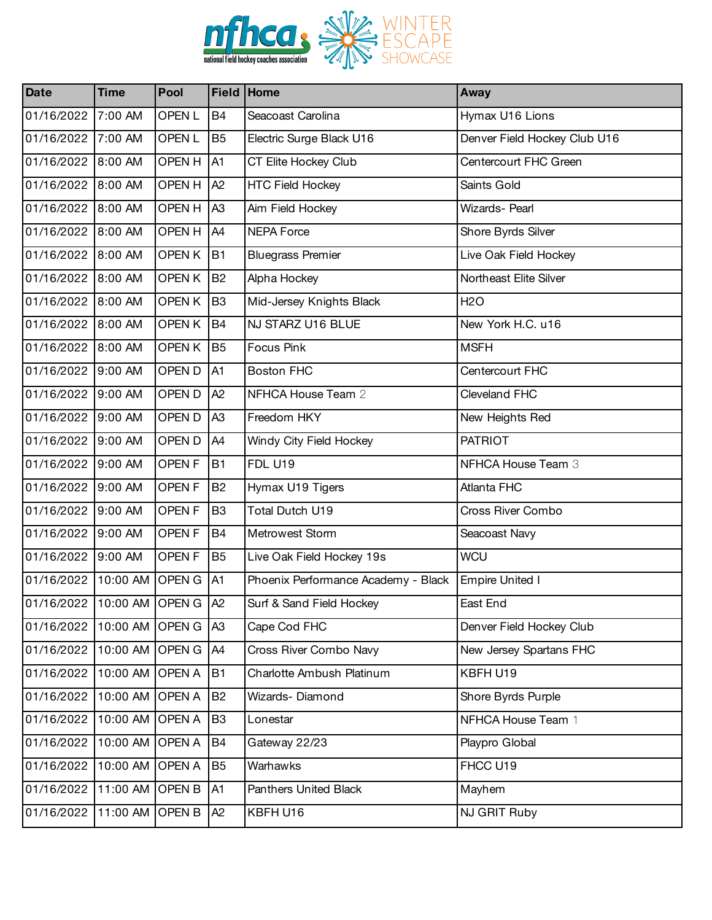| Date | Time | Pool | Field | Home | Away |
|---|---|---|---|---|---|
| 01/16/2022 | 7:00 AM | OPEN L | B4 | Seacoast Carolina | Hymax U16 Lions |
| 01/16/2022 | 7:00 AM | OPEN L | B5 | Electric Surge Black U16 | Denver Field Hockey Club U16 |
| 01/16/2022 | 8:00 AM | OPEN H | A1 | CT Elite Hockey Club | Centercourt FHC Green |
| 01/16/2022 | 8:00 AM | OPEN H | A2 | HTC Field Hockey | Saints Gold |
| 01/16/2022 | 8:00 AM | OPEN H | A3 | Aim Field Hockey | Wizards- Pearl |
| 01/16/2022 | 8:00 AM | OPEN H | A4 | NEPA Force | Shore Byrds Silver |
| 01/16/2022 | 8:00 AM | OPEN K | B1 | Bluegrass Premier | Live Oak Field Hockey |
| 01/16/2022 | 8:00 AM | OPEN K | B2 | Alpha Hockey | Northeast Elite Silver |
| 01/16/2022 | 8:00 AM | OPEN K | B3 | Mid-Jersey Knights Black | H2O |
| 01/16/2022 | 8:00 AM | OPEN K | B4 | NJ STARZ U16 BLUE | New York H.C. u16 |
| 01/16/2022 | 8:00 AM | OPEN K | B5 | Focus Pink | MSFH |
| 01/16/2022 | 9:00 AM | OPEN D | A1 | Boston FHC | Centercourt FHC |
| 01/16/2022 | 9:00 AM | OPEN D | A2 | NFHCA House Team 2 | Cleveland FHC |
| 01/16/2022 | 9:00 AM | OPEN D | A3 | Freedom HKY | New Heights Red |
| 01/16/2022 | 9:00 AM | OPEN D | A4 | Windy City Field Hockey | PATRIOT |
| 01/16/2022 | 9:00 AM | OPEN F | B1 | FDL U19 | NFHCA House Team 3 |
| 01/16/2022 | 9:00 AM | OPEN F | B2 | Hymax U19 Tigers | Atlanta FHC |
| 01/16/2022 | 9:00 AM | OPEN F | B3 | Total Dutch U19 | Cross River Combo |
| 01/16/2022 | 9:00 AM | OPEN F | B4 | Metrowest Storm | Seacoast Navy |
| 01/16/2022 | 9:00 AM | OPEN F | B5 | Live Oak Field Hockey 19s | WCU |
| 01/16/2022 | 10:00 AM | OPEN G | A1 | Phoenix Performance Academy - Black | Empire United I |
| 01/16/2022 | 10:00 AM | OPEN G | A2 | Surf & Sand Field Hockey | East End |
| 01/16/2022 | 10:00 AM | OPEN G | A3 | Cape Cod FHC | Denver Field Hockey Club |
| 01/16/2022 | 10:00 AM | OPEN G | A4 | Cross River Combo Navy | New Jersey Spartans FHC |
| 01/16/2022 | 10:00 AM | OPEN A | B1 | Charlotte Ambush Platinum | KBFH U19 |
| 01/16/2022 | 10:00 AM | OPEN A | B2 | Wizards- Diamond | Shore Byrds Purple |
| 01/16/2022 | 10:00 AM | OPEN A | B3 | Lonestar | NFHCA House Team 1 |
| 01/16/2022 | 10:00 AM | OPEN A | B4 | Gateway 22/23 | Playpro Global |
| 01/16/2022 | 10:00 AM | OPEN A | B5 | Warhawks | FHCC U19 |
| 01/16/2022 | 11:00 AM | OPEN B | A1 | Panthers United Black | Mayhem |
| 01/16/2022 | 11:00 AM | OPEN B | A2 | KBFH U16 | NJ GRIT Ruby |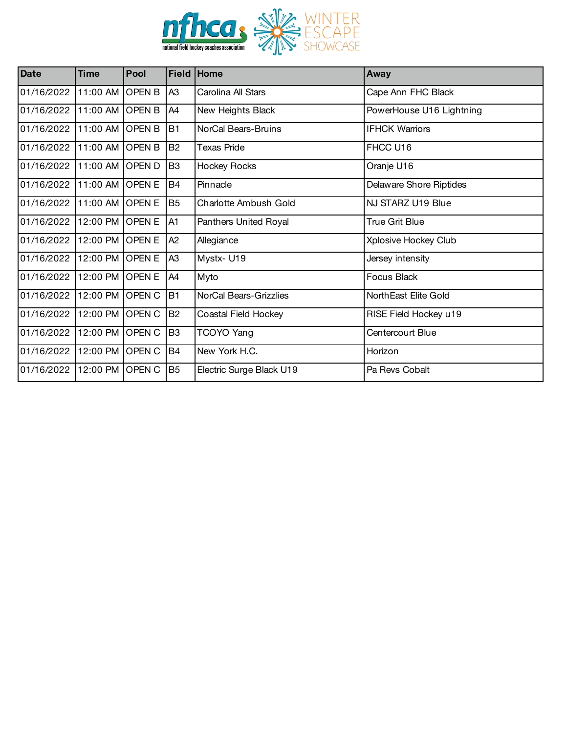| Date | Time | Pool | Field | Home | Away |
|---|---|---|---|---|---|
| 01/16/2022 | 11:00 AM | OPEN B | A3 | Carolina All Stars | Cape Ann FHC Black |
| 01/16/2022 | 11:00 AM | OPEN B | A4 | New Heights Black | PowerHouse U16 Lightning |
| 01/16/2022 | 11:00 AM | OPEN B | B1 | NorCal Bears-Bruins | IFHCK Warriors |
| 01/16/2022 | 11:00 AM | OPEN B | B2 | Texas Pride | FHCC U16 |
| 01/16/2022 | 11:00 AM | OPEN D | B3 | Hockey Rocks | Oranje U16 |
| 01/16/2022 | 11:00 AM | OPEN E | B4 | Pinnacle | Delaware Shore Riptides |
| 01/16/2022 | 11:00 AM | OPEN E | B5 | Charlotte Ambush Gold | NJ STARZ U19 Blue |
| 01/16/2022 | 12:00 PM | OPEN E | A1 | Panthers United Royal | True Grit Blue |
| 01/16/2022 | 12:00 PM | OPEN E | A2 | Allegiance | Xplosive Hockey Club |
| 01/16/2022 | 12:00 PM | OPEN E | A3 | Mystx- U19 | Jersey intensity |
| 01/16/2022 | 12:00 PM | OPEN E | A4 | Myto | Focus Black |
| 01/16/2022 | 12:00 PM | OPEN C | B1 | NorCal Bears-Grizzlies | NorthEast Elite Gold |
| 01/16/2022 | 12:00 PM | OPEN C | B2 | Coastal Field Hockey | RISE Field Hockey u19 |
| 01/16/2022 | 12:00 PM | OPEN C | B3 | TCOYO Yang | Centercourt Blue |
| 01/16/2022 | 12:00 PM | OPEN C | B4 | New York H.C. | Horizon |
| 01/16/2022 | 12:00 PM | OPEN C | B5 | Electric Surge Black U19 | Pa Revs Cobalt |